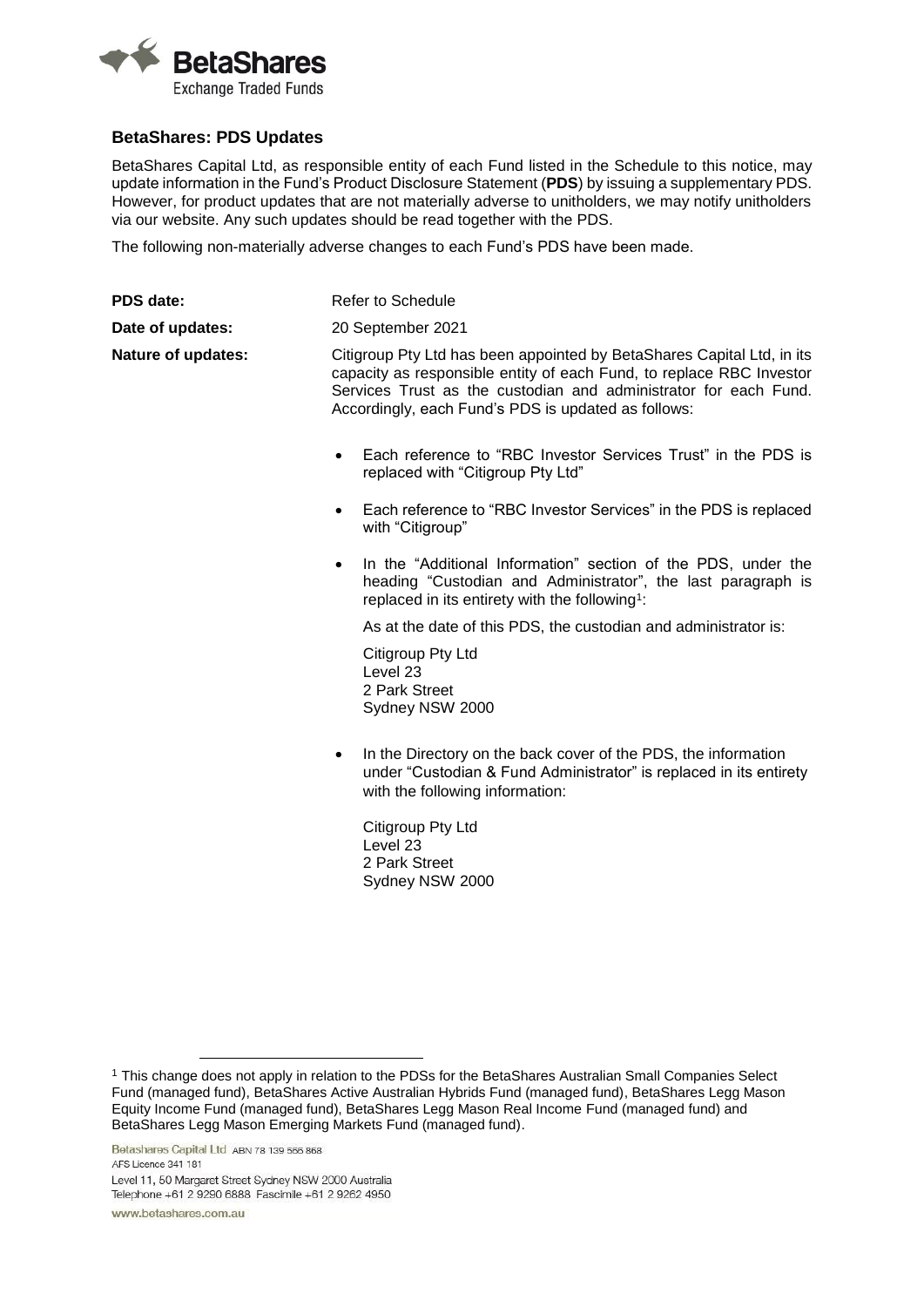## BetaShares: PDS Updates

BetaShares Capital Ltd, as responsible entity of each Fund listed in the Schedule to this notice, may update information in the Fund's Product Disclosure Statement (**PDS**) by issuing a supplementary PDS. However, for product updates that are not materially adverse to unitholders, we may notify unitholders via our website. Any such updates should be read together with the PDS.

The following non-materially adverse changes to each Fund's PDS have been made.

**PDS date:** Refer to Schedule

**Date of updates:** 20 September 2021

**Nature of updates:** Citigroup Pty Ltd has been appointed by BetaShares Capital Ltd, in its capacity as responsible entity of each Fund, to replace RBC Investor Services Trust as the custodian and administrator for each Fund. Accordingly, each Fund's PDS is updated as follows:

- Each reference to "RBC Investor Services Trust" in the PDS is replaced with "Citigroup Pty Ltd"
- Each reference to "RBC Investor Services" in the PDS is replaced with "Citigroup"
- In the "Additional Information" section of the PDS, under the heading "Custodian and Administrator", the last paragraph is replaced in its entirety with the following[1]:

  As at the date of this PDS, the custodian and administrator is:

  Citigroup Pty Ltd
  Level 23
  2 Park Street
  Sydney NSW 2000

- In the Directory on the back cover of the PDS, the information under "Custodian & Fund Administrator" is replaced in its entirety with the following information:

  Citigroup Pty Ltd
  Level 23
  2 Park Street
  Sydney NSW 2000

---

[1] This change does not apply in relation to the PDSs for the BetaShares Australian Small Companies Select Fund (managed fund), BetaShares Active Australian Hybrids Fund (managed fund), BetaShares Legg Mason Equity Income Fund (managed fund), BetaShares Legg Mason Real Income Fund (managed fund) and BetaShares Legg Mason Emerging Markets Fund (managed fund).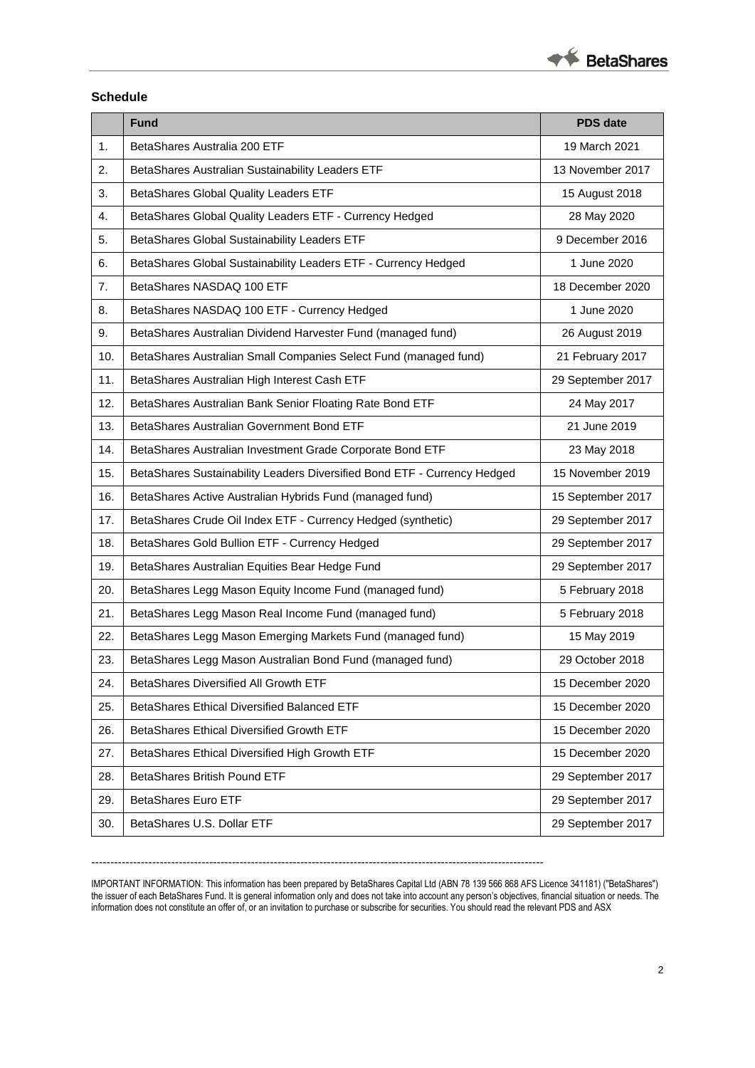## Schedule

| | Fund | PDS date |
|---|---|---|
| 1. | BetaShares Australia 200 ETF | 19 March 2021 |
| 2. | BetaShares Australian Sustainability Leaders ETF | 13 November 2017 |
| 3. | BetaShares Global Quality Leaders ETF | 15 August 2018 |
| 4. | BetaShares Global Quality Leaders ETF - Currency Hedged | 28 May 2020 |
| 5. | BetaShares Global Sustainability Leaders ETF | 9 December 2016 |
| 6. | BetaShares Global Sustainability Leaders ETF - Currency Hedged | 1 June 2020 |
| 7. | BetaShares NASDAQ 100 ETF | 18 December 2020 |
| 8. | BetaShares NASDAQ 100 ETF - Currency Hedged | 1 June 2020 |
| 9. | BetaShares Australian Dividend Harvester Fund (managed fund) | 26 August 2019 |
| 10. | BetaShares Australian Small Companies Select Fund (managed fund) | 21 February 2017 |
| 11. | BetaShares Australian High Interest Cash ETF | 29 September 2017 |
| 12. | BetaShares Australian Bank Senior Floating Rate Bond ETF | 24 May 2017 |
| 13. | BetaShares Australian Government Bond ETF | 21 June 2019 |
| 14. | BetaShares Australian Investment Grade Corporate Bond ETF | 23 May 2018 |
| 15. | BetaShares Sustainability Leaders Diversified Bond ETF - Currency Hedged | 15 November 2019 |
| 16. | BetaShares Active Australian Hybrids Fund (managed fund) | 15 September 2017 |
| 17. | BetaShares Crude Oil Index ETF - Currency Hedged (synthetic) | 29 September 2017 |
| 18. | BetaShares Gold Bullion ETF - Currency Hedged | 29 September 2017 |
| 19. | BetaShares Australian Equities Bear Hedge Fund | 29 September 2017 |
| 20. | BetaShares Legg Mason Equity Income Fund (managed fund) | 5 February 2018 |
| 21. | BetaShares Legg Mason Real Income Fund (managed fund) | 5 February 2018 |
| 22. | BetaShares Legg Mason Emerging Markets Fund (managed fund) | 15 May 2019 |
| 23. | BetaShares Legg Mason Australian Bond Fund (managed fund) | 29 October 2018 |
| 24. | BetaShares Diversified All Growth ETF | 15 December 2020 |
| 25. | BetaShares Ethical Diversified Balanced ETF | 15 December 2020 |
| 26. | BetaShares Ethical Diversified Growth ETF | 15 December 2020 |
| 27. | BetaShares Ethical Diversified High Growth ETF | 15 December 2020 |
| 28. | BetaShares British Pound ETF | 29 September 2017 |
| 29. | BetaShares Euro ETF | 29 September 2017 |
| 30. | BetaShares U.S. Dollar ETF | 29 September 2017 |

---

IMPORTANT INFORMATION: This information has been prepared by BetaShares Capital Ltd (ABN 78 139 566 868 AFS Licence 341181) ("BetaShares") the issuer of each BetaShares Fund. It is general information only and does not take into account any person's objectives, financial situation or needs. The information does not constitute an offer of, or an invitation to purchase or subscribe for securities. You should read the relevant PDS and ASX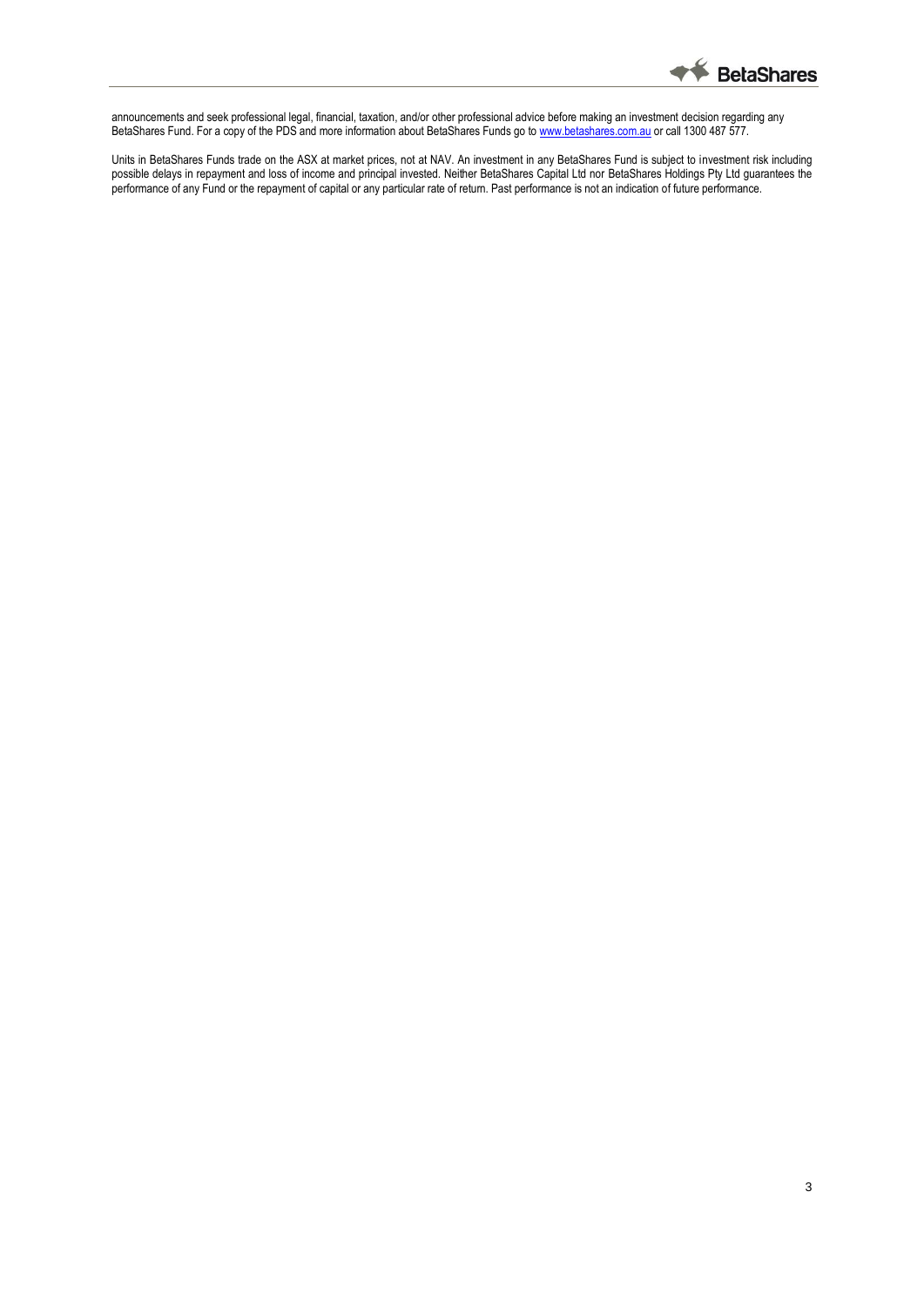announcements and seek professional legal, financial, taxation, and/or other professional advice before making an investment decision regarding any BetaShares Fund. For a copy of the PDS and more information about BetaShares Funds go to [www.betashares.com.au](http://www.betashares.com.au) or call 1300 487 577.

Units in BetaShares Funds trade on the ASX at market prices, not at NAV. An investment in any BetaShares Fund is subject to investment risk including possible delays in repayment and loss of income and principal invested. Neither BetaShares Capital Ltd nor BetaShares Holdings Pty Ltd guarantees the performance of any Fund or the repayment of capital or any particular rate of return. Past performance is not an indication of future performance.